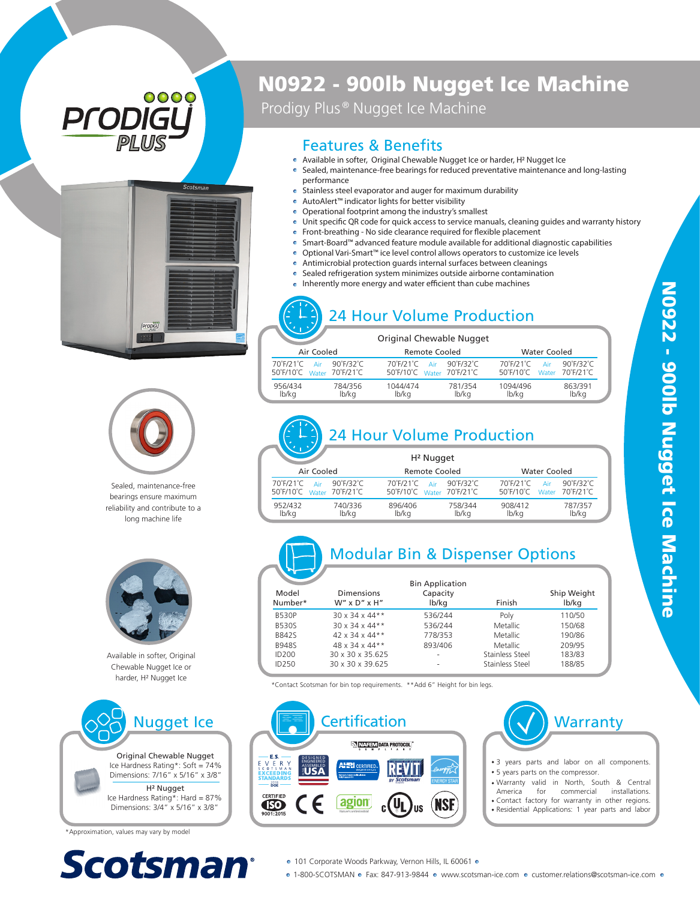# N0922 - 900lb Nugget Ice Machine

Prodigy Plus® Nugget Ice Machine

## Features & Benefits

- Available in softer, Original Chewable Nugget Ice or harder, H² Nugget Ice
- Sealed, maintenance-free bearings for reduced preventative maintenance and long-lasting performance
- Stainless steel evaporator and auger for maximum durability
- AutoAlert™ indicator lights for better visibility
- Operational footprint among the industry's smallest
- Unit specific QR code for quick access to service manuals, cleaning guides and warranty history
- Front-breathing - No side clearance required for flexible placement
- Smart-Board™ advanced feature module available for additional diagnostic capabilities
- Optional Vari-Smart™ ice level control allows operators to customize ice levels
- Antimicrobial protection guards internal surfaces between cleanings
- Sealed refrigeration system minimizes outside airborne contamination
- Inherently more energy and water efficient than cube machines

Sealed, maintenance-free bearings ensure maximum reliability and contribute to a long machine life

Available in softer, Original Chewable Nugget Ice or harder, H² Nugget Ice

## 24 Hour Volume Production

Original Chewable Nugget

| Air Cooled | | Remote Cooled | | Water Cooled | |
|---|---|---|---|---|---|
| Air 70°F/21°C, Water 50°F/10°C | Air 90°F/32°C, Water 70°F/21°C | Air 70°F/21°C, Water 50°F/10°C | Air 90°F/32°C, Water 70°F/21°C | Air 70°F/21°C, Water 50°F/10°C | Air 90°F/32°C, Water 70°F/21°C |
| 956/434 lb/kg | 784/356 lb/kg | 1044/474 lb/kg | 781/354 lb/kg | 1094/496 lb/kg | 863/391 lb/kg |

## 24 Hour Volume Production

H² Nugget

| Air Cooled | | Remote Cooled | | Water Cooled | |
|---|---|---|---|---|---|
| Air 70°F/21°C, Water 50°F/10°C | Air 90°F/32°C, Water 70°F/21°C | Air 70°F/21°C, Water 50°F/10°C | Air 90°F/32°C, Water 70°F/21°C | Air 70°F/21°C, Water 50°F/10°C | Air 90°F/32°C, Water 70°F/21°C |
| 952/432 lb/kg | 740/336 lb/kg | 896/406 lb/kg | 758/344 lb/kg | 908/412 lb/kg | 787/357 lb/kg |

## Modular Bin & Dispenser Options

| Model Number* | Dimensions W" x D" x H" | Bin Application Capacity lb/kg | Finish | Ship Weight lb/kg |
|---|---|---|---|---|
| B530P | 30 x 34 x 44** | 536/244 | Poly | 110/50 |
| B530S | 30 x 34 x 44** | 536/244 | Metallic | 150/68 |
| B842S | 42 x 34 x 44** | 778/353 | Metallic | 190/86 |
| B948S | 48 x 34 x 44** | 893/406 | Metallic | 209/95 |
| ID200 | 30 x 30 x 35.625 | - | Stainless Steel | 183/83 |
| ID250 | 30 x 30 x 39.625 | - | Stainless Steel | 188/85 |

*Contact Scotsman for bin top requirements. **Add 6" Height for bin legs.

## Nugget Ice

Original Chewable Nugget
Ice Hardness Rating*: Soft = 74%
Dimensions: 7/16" x 5/16" x 3/8"

H² Nugget
Ice Hardness Rating*: Hard = 87%
Dimensions: 3/4" x 5/16" x 3/8"

*Approximation, values may vary by model

## Certification

## Warranty

- 3 years parts and labor on all components.
- 5 years parts on the compressor.
- Warranty valid in North, South & Central America for commercial installations.
- Contact factory for warranty in other regions.
- Residential Applications: 1 year parts and labor

Scotsman®

101 Corporate Woods Parkway, Vernon Hills, IL 60061
1-800-SCOTSMAN • Fax: 847-913-9844 • www.scotsman-ice.com • customer.relations@scotsman-ice.com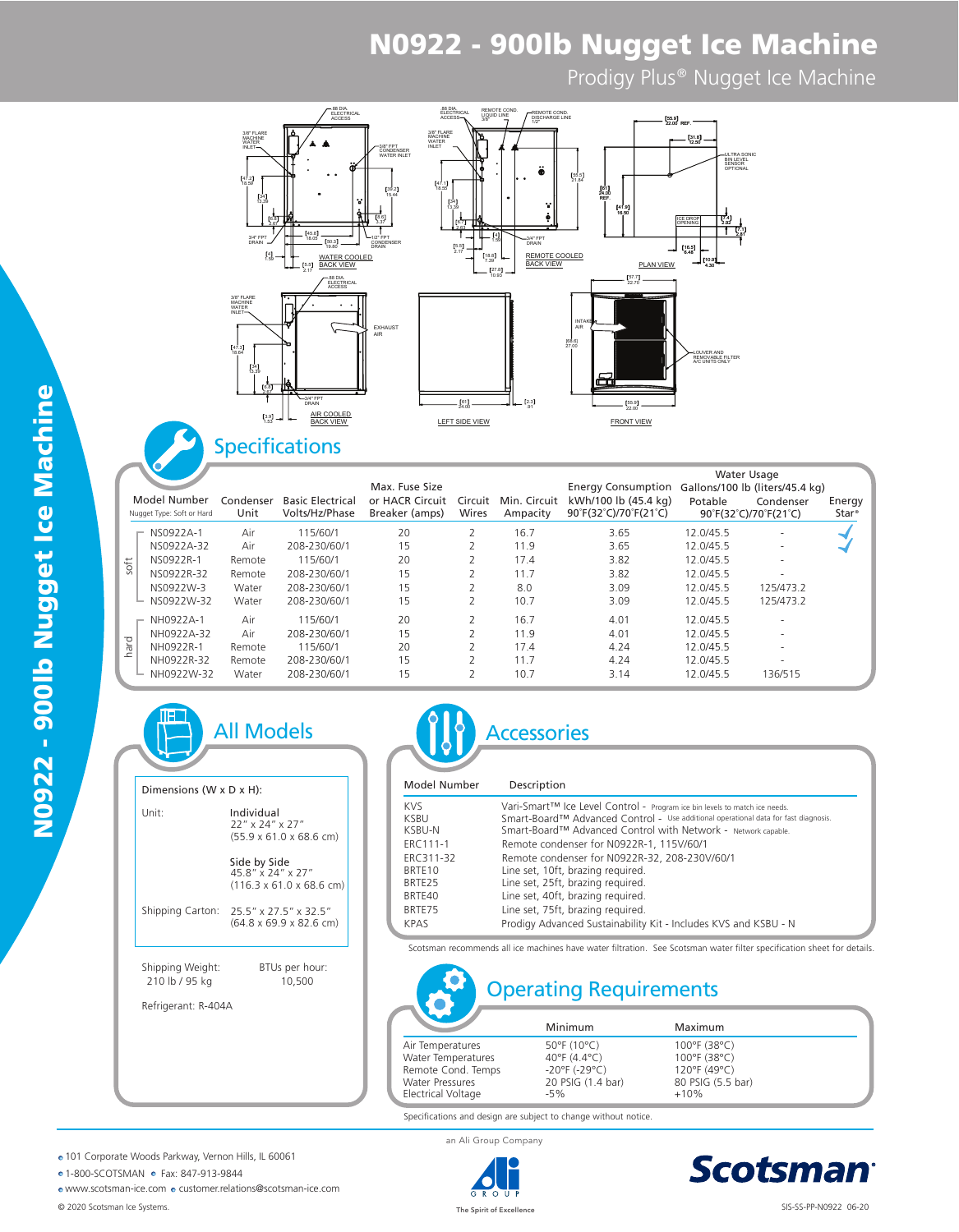# N0922 - 900lb Nugget Ice Machine

Prodigy Plus® Nugget Ice Machine

WATER COOLED BACK VIEW

REMOTE COOLED BACK VIEW

PLAN VIEW

AIR COOLED BACK VIEW

LEFT SIDE VIEW

FRONT VIEW

## Specifications

| | Model Number (Nugget Type: Soft or Hard) | Condenser Unit | Basic Electrical Volts/Hz/Phase | Max. Fuse Size or HACR Circuit Breaker (amps) | Circuit Wires | Min. Circuit Ampacity | Energy Consumption kWh/100 lb (45.4 kg) 90°F(32°C)/70°F(21°C) | Water Usage Gallons/100 lb (liters/45.4 kg) Potable 90°F(32°C)/70°F(21°C) | Condenser | Energy Star® |
|---|---|---|---|---|---|---|---|---|---|---|
| soft | NS0922A-1 | Air | 115/60/1 | 20 | 2 | 16.7 | 3.65 | 12.0/45.5 | - | ✓ |
| soft | NS0922A-32 | Air | 208-230/60/1 | 15 | 2 | 11.9 | 3.65 | 12.0/45.5 | - | ✓ |
| soft | NS0922R-1 | Remote | 115/60/1 | 20 | 2 | 17.4 | 3.82 | 12.0/45.5 | - | |
| soft | NS0922R-32 | Remote | 208-230/60/1 | 15 | 2 | 11.7 | 3.82 | 12.0/45.5 | - | |
| soft | NS0922W-3 | Water | 208-230/60/1 | 15 | 2 | 8.0 | 3.09 | 12.0/45.5 | 125/473.2 | |
| soft | NS0922W-32 | Water | 208-230/60/1 | 15 | 2 | 10.7 | 3.09 | 12.0/45.5 | 125/473.2 | |
| hard | NH0922A-1 | Air | 115/60/1 | 20 | 2 | 16.7 | 4.01 | 12.0/45.5 | - | |
| hard | NH0922A-32 | Air | 208-230/60/1 | 15 | 2 | 11.9 | 4.01 | 12.0/45.5 | - | |
| hard | NH0922R-1 | Remote | 115/60/1 | 20 | 2 | 17.4 | 4.24 | 12.0/45.5 | - | |
| hard | NH0922R-32 | Remote | 208-230/60/1 | 15 | 2 | 11.7 | 4.24 | 12.0/45.5 | - | |
| hard | NH0922W-32 | Water | 208-230/60/1 | 15 | 2 | 10.7 | 3.14 | 12.0/45.5 | 136/515 | |

## All Models

**Dimensions (W x D x H):**

Unit:
- Individual: 22" x 24" x 27" (55.9 x 61.0 x 68.6 cm)
- Side by Side: 45.8" x 24" x 27" (116.3 x 61.0 x 68.6 cm)

Shipping Carton: 25.5" x 27.5" x 32.5" (64.8 x 69.9 x 82.6 cm)

Shipping Weight: 210 lb / 95 kg

BTUs per hour: 10,500

Refrigerant: R-404A

## Accessories

| Model Number | Description |
|---|---|
| KVS | Vari-Smart™ Ice Level Control - Program ice bin levels to match ice needs. |
| KSBU | Smart-Board™ Advanced Control - Use additional operational data for fast diagnosis. |
| KSBU-N | Smart-Board™ Advanced Control with Network - Network capable. |
| ERC111-1 | Remote condenser for N0922R-1, 115V/60/1 |
| ERC311-32 | Remote condenser for N0922R-32, 208-230V/60/1 |
| BRTE10 | Line set, 10ft, brazing required. |
| BRTE25 | Line set, 25ft, brazing required. |
| BRTE40 | Line set, 40ft, brazing required. |
| BRTE75 | Line set, 75ft, brazing required. |
| KPAS | Prodigy Advanced Sustainability Kit - Includes KVS and KSBU - N |

Scotsman recommends all ice machines have water filtration. See Scotsman water filter specification sheet for details.

## Operating Requirements

| | Minimum | Maximum |
|---|---|---|
| Air Temperatures | 50°F (10°C) | 100°F (38°C) |
| Water Temperatures | 40°F (4.4°C) | 100°F (38°C) |
| Remote Cond. Temps | -20°F (-29°C) | 120°F (49°C) |
| Water Pressures | 20 PSIG (1.4 bar) | 80 PSIG (5.5 bar) |
| Electrical Voltage | -5% | +10% |

Specifications and design are subject to change without notice.

101 Corporate Woods Parkway, Vernon Hills, IL 60061
1-800-SCOTSMAN • Fax: 847-913-9844
www.scotsman-ice.com • customer.relations@scotsman-ice.com

© 2020 Scotsman Ice Systems.

an Ali Group Company — The Spirit of Excellence

Scotsman

SIS-SS-PP-N0922 06-20